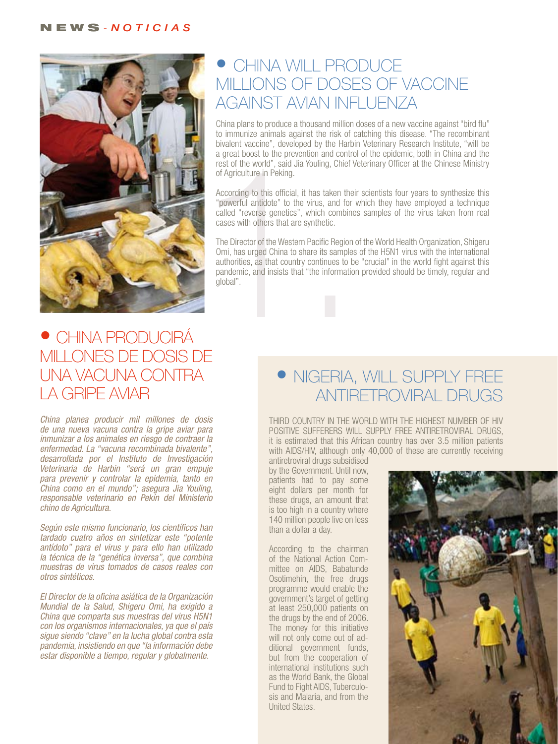# China will produce millions of doses of vaccine against avian influenza

China plans to produce a thousand million doses of a new vaccine against "bird flu" to immunize animals against the risk of catching this disease. "The recombinant bivalent vaccine", developed by the Harbin Veterinary Research Institute, "will be a great boost to the prevention and control of the epidemic, both in China and the rest of the world", said Jia Youling, Chief Veterinary Officer at the Chinese Ministry of Agriculture in Peking.

According to this official, it has taken their scientists four years to synthesize this "powerful antidote" to the virus, and for which they have employed a technique called "reverse genetics", which combines samples of the virus taken from real cases with others that are synthetic.

The Director of the Western Pacific Region of the World Health Organization, Shigeru Omi, has urged China to share its samples of the H5N1 virus with the international authorities, as that country continues to be "crucial" in the world fight against this pandemic, and insists that "the information provided should be timely, regular and global".

# China producirá millones de dosis de una vacuna contra la gripe aviar

*China planea producir mil millones de dosis de una nueva vacuna contra la gripe aviar para inmunizar a los animales en riesgo de contraer la enfermedad. La "vacuna recombinada bivalente", desarrollada por el Instituto de Investigación Veterinaria de Harbin "será un gran empuje para prevenir y controlar la epidemia, tanto en China como en el mundo"; asegura Jia Youling, responsable veterinario en Pekín del Ministerio chino de Agricultura.*

*Según este mismo funcionario, los científicos han tardado cuatro años en sintetizar este "potente antídoto" para el virus y para ello han utilizado la técnica de la "genética inversa", que combina muestras de virus tomados de casos reales con otros sintéticos.*

*El Director de la oficina asiática de la Organización Mundial de la Salud, Shigeru Omi, ha exigido a China que comparta sus muestras del virus H5N1 con los organismos internacionales, ya que el país sigue siendo "clave" en la lucha global contra esta pandemia, insistiendo en que "la información debe estar disponible a tiempo, regular y globalmente.*

# Nigeria, will supply free antiretroviral drugs

THIRD COUNTRY IN THE WORLD WITH THE HIGHEST NUMBER OF HIV POSITIVE SUFFERERS WILL SUPPLY FREE ANTIRETROVIRAL DRUGS, it is estimated that this African country has over 3.5 million patients with AIDS/HIV, although only 40,000 of these are currently receiving antiretroviral drugs subsidised by the Government. Until now, patients had to pay some eight dollars per month for these drugs, an amount that is too high in a country where 140 million people live on less than a dollar a day.

According to the chairman of the National Action Committee on AIDS, Babatunde Osotimehin, the free drugs programme would enable the government's target of getting at least 250,000 patients on the drugs by the end of 2006. The money for this initiative will not only come out of additional government funds, but from the cooperation of international institutions such as the World Bank, the Global Fund to Fight AIDS, Tuberculosis and Malaria, and from the United States.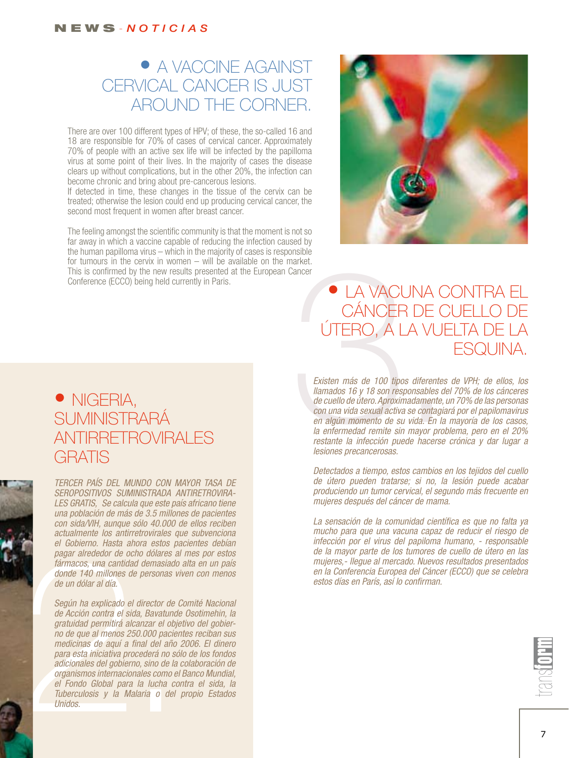## A VACCINE AGAINST CERVICAL CANCER IS JUST AROUND THE CORNER.

There are over 100 different types of HPV; of these, the so-called 16 and 18 are responsible for 70% of cases of cervical cancer. Approximately 70% of people with an active sex life will be infected by the papilloma virus at some point of their lives. In the majority of cases the disease clears up without complications, but in the other 20%, the infection can become chronic and bring about pre-cancerous lesions.
If detected in time, these changes in the tissue of the cervix can be treated; otherwise the lesion could end up producing cervical cancer, the second most frequent in women after breast cancer.

The feeling amongst the scientific community is that the moment is not so far away in which a vaccine capable of reducing the infection caused by the human papilloma virus – which in the majority of cases is responsible for tumours in the cervix in women – will be available on the market. This is confirmed by the new results presented at the European Cancer Conference (ECCO) being held currently in Paris.

## LA VACUNA CONTRA EL CÁNCER DE CUELLO DE ÚTERO, A LA VUELTA DE LA ESQUINA.

*Existen más de 100 tipos diferentes de VPH; de ellos, los llamados 16 y 18 son responsables del 70% de los cánceres de cuello de útero. Aproximadamente, un 70% de las personas con una vida sexual activa se contagiará por el papilomavirus en algún momento de su vida. En la mayoría de los casos, la enfermedad remite sin mayor problema, pero en el 20% restante la infección puede hacerse crónica y dar lugar a lesiones precancerosas.*

*Detectados a tiempo, estos cambios en los tejidos del cuello de útero pueden tratarse; si no, la lesión puede acabar produciendo un tumor cervical, el segundo más frecuente en mujeres después del cáncer de mama.*

*La sensación de la comunidad científica es que no falta ya mucho para que una vacuna capaz de reducir el riesgo de infección por el virus del papiloma humano, - responsable de la mayor parte de los tumores de cuello de útero en las mujeres,- llegue al mercado. Nuevos resultados presentados en la Conferencia Europea del Cáncer (ECCO) que se celebra estos días en París, así lo confirman.*

## NIGERIA, SUMINISTRARÁ ANTIRRETROVIRALES GRATIS

*TERCER PAÍS DEL MUNDO CON MAYOR TASA DE SEROPOSITIVOS SUMINISTRADA ANTIRETROVIRALES GRATIS, Se calcula que este país africano tiene una población de más de 3.5 millones de pacientes con sida/VIH, aunque sólo 40.000 de ellos reciben actualmente los antirretrovirales que subvenciona el Gobierno. Hasta ahora estos pacientes debían pagar alrededor de ocho dólares al mes por estos fármacos, una cantidad demasiado alta en un país donde 140 millones de personas viven con menos de un dólar al día.*

*Según ha explicado el director de Comité Nacional de Acción contra el sida, Bavatunde Osotimehin, la gratuidad permitirá alcanzar el objetivo del gobierno de que al menos 250.000 pacientes reciban sus medicinas de aquí a final del año 2006. El dinero para esta iniciativa procederá no sólo de los fondos adicionales del gobierno, sino de la colaboración de organismos internacionales como el Banco Mundial, el Fondo Global para la lucha contra el sida, la Tuberculosis y la Malaria o del propio Estados Unidos.*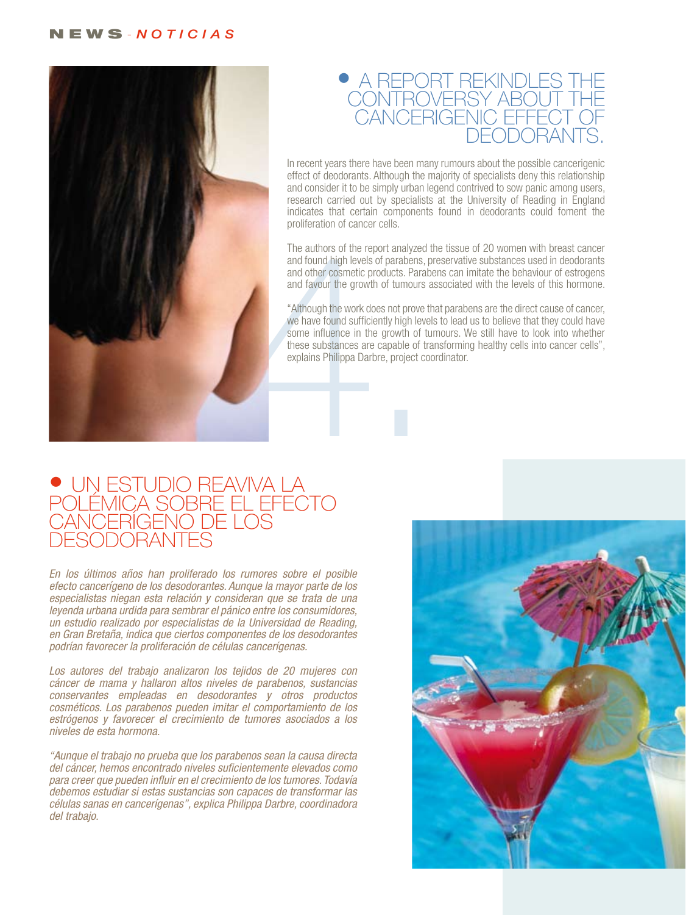# A REPORT REKINDLES THE CONTROVERSY ABOUT THE CANCERIGENIC EFFECT OF DEODORANTS.

In recent years there have been many rumours about the possible cancerigenic effect of deodorants. Although the majority of specialists deny this relationship and consider it to be simply urban legend contrived to sow panic among users, research carried out by specialists at the University of Reading in England indicates that certain components found in deodorants could foment the proliferation of cancer cells.

The authors of the report analyzed the tissue of 20 women with breast cancer and found high levels of parabens, preservative substances used in deodorants and other cosmetic products. Parabens can imitate the behaviour of estrogens and favour the growth of tumours associated with the levels of this hormone.

"Although the work does not prove that parabens are the direct cause of cancer, we have found sufficiently high levels to lead us to believe that they could have some influence in the growth of tumours. We still have to look into whether these substances are capable of transforming healthy cells into cancer cells", explains Philippa Darbre, project coordinator.

# UN ESTUDIO REAVIVA LA POLÉMICA SOBRE EL EFECTO CANCERÍGENO DE LOS DESODORANTES

*En los últimos años han proliferado los rumores sobre el posible efecto cancerígeno de los desodorantes. Aunque la mayor parte de los especialistas niegan esta relación y consideran que se trata de una leyenda urbana urdida para sembrar el pánico entre los consumidores, un estudio realizado por especialistas de la Universidad de Reading, en Gran Bretaña, indica que ciertos componentes de los desodorantes podrían favorecer la proliferación de células cancerígenas.*

*Los autores del trabajo analizaron los tejidos de 20 mujeres con cáncer de mama y hallaron altos niveles de parabenos, sustancias conservantes empleadas en desodorantes y otros productos cosméticos. Los parabenos pueden imitar el comportamiento de los estrógenos y favorecer el crecimiento de tumores asociados a los niveles de esta hormona.*

*"Aunque el trabajo no prueba que los parabenos sean la causa directa del cáncer, hemos encontrado niveles suficientemente elevados como para creer que pueden influir en el crecimiento de los tumores. Todavía debemos estudiar si estas sustancias son capaces de transformar las células sanas en cancerígenas", explica Philippa Darbre, coordinadora del trabajo.*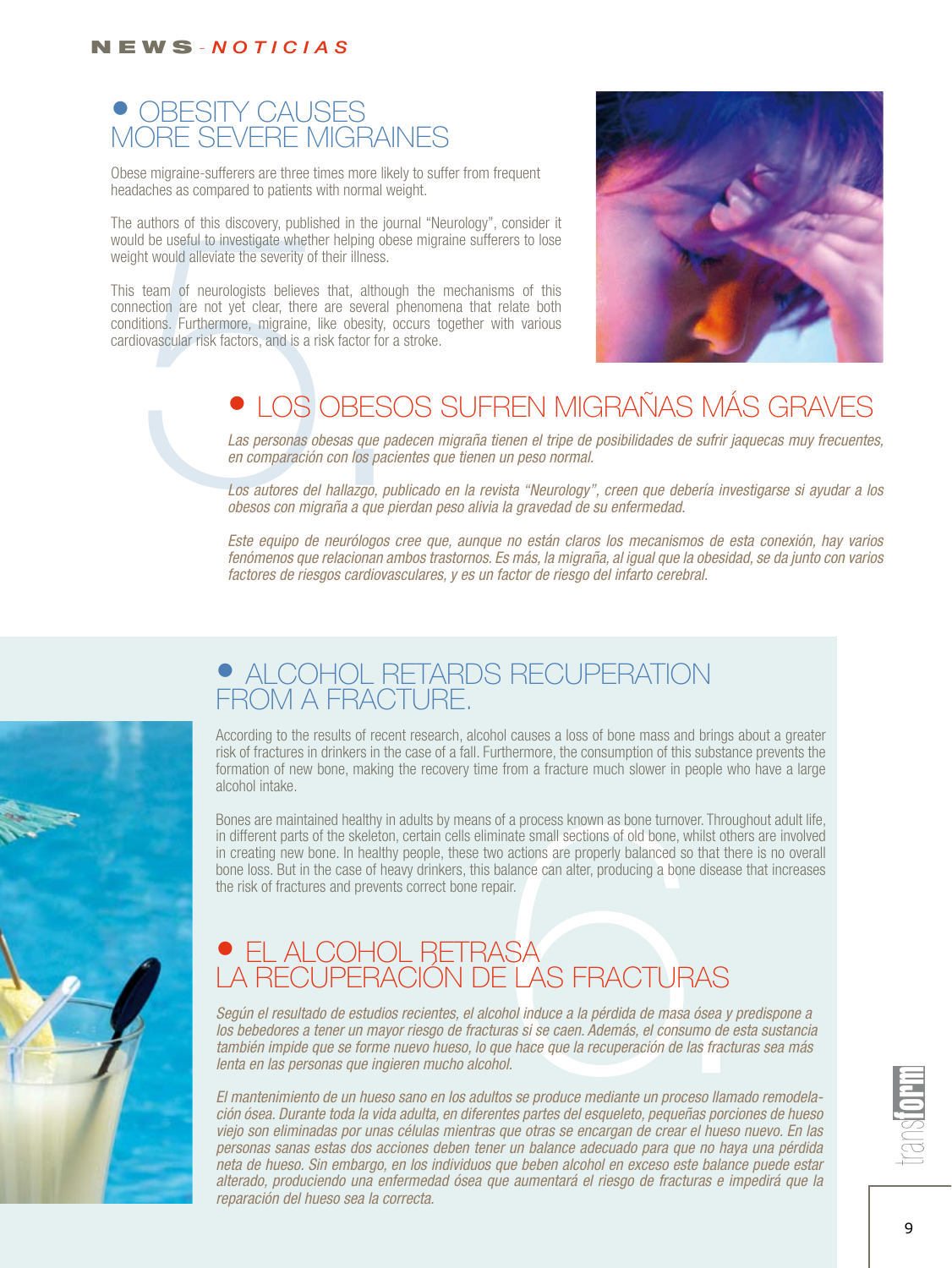# OBESITY CAUSES MORE SEVERE MIGRAINES

Obese migraine-sufferers are three times more likely to suffer from frequent headaches as compared to patients with normal weight.

The authors of this discovery, published in the journal "Neurology", consider it would be useful to investigate whether helping obese migraine sufferers to lose weight would alleviate the severity of their illness.

This team of neurologists believes that, although the mechanisms of this connection are not yet clear, there are several phenomena that relate both conditions. Furthermore, migraine, like obesity, occurs together with various cardiovascular risk factors, and is a risk factor for a stroke.

# LOS OBESOS SUFREN MIGRAÑAS MÁS GRAVES

*Las personas obesas que padecen migraña tienen el tripe de posibilidades de sufrir jaquecas muy frecuentes, en comparación con los pacientes que tienen un peso normal.*

*Los autores del hallazgo, publicado en la revista "Neurology", creen que debería investigarse si ayudar a los obesos con migraña a que pierdan peso alivia la gravedad de su enfermedad.*

*Este equipo de neurólogos cree que, aunque no están claros los mecanismos de esta conexión, hay varios fenómenos que relacionan ambos trastornos. Es más, la migraña, al igual que la obesidad, se da junto con varios factores de riesgos cardiovasculares, y es un factor de riesgo del infarto cerebral.*

# ALCOHOL RETARDS RECUPERATION FROM A FRACTURE.

According to the results of recent research, alcohol causes a loss of bone mass and brings about a greater risk of fractures in drinkers in the case of a fall. Furthermore, the consumption of this substance prevents the formation of new bone, making the recovery time from a fracture much slower in people who have a large alcohol intake.

Bones are maintained healthy in adults by means of a process known as bone turnover. Throughout adult life, in different parts of the skeleton, certain cells eliminate small sections of old bone, whilst others are involved in creating new bone. In healthy people, these two actions are properly balanced so that there is no overall bone loss. But in the case of heavy drinkers, this balance can alter, producing a bone disease that increases the risk of fractures and prevents correct bone repair.

# EL ALCOHOL RETRASA LA RECUPERACIÓN DE LAS FRACTURAS

*Según el resultado de estudios recientes, el alcohol induce a la pérdida de masa ósea y predispone a los bebedores a tener un mayor riesgo de fracturas si se caen. Además, el consumo de esta sustancia también impide que se forme nuevo hueso, lo que hace que la recuperación de las fracturas sea más lenta en las personas que ingieren mucho alcohol.*

*El mantenimiento de un hueso sano en los adultos se produce mediante un proceso llamado remodelación ósea. Durante toda la vida adulta, en diferentes partes del esqueleto, pequeñas porciones de hueso viejo son eliminadas por unas células mientras que otras se encargan de crear el hueso nuevo. En las personas sanas estas dos acciones deben tener un balance adecuado para que no haya una pérdida neta de hueso. Sin embargo, en los individuos que beben alcohol en exceso este balance puede estar alterado, produciendo una enfermedad ósea que aumentará el riesgo de fracturas e impedirá que la reparación del hueso sea la correcta.*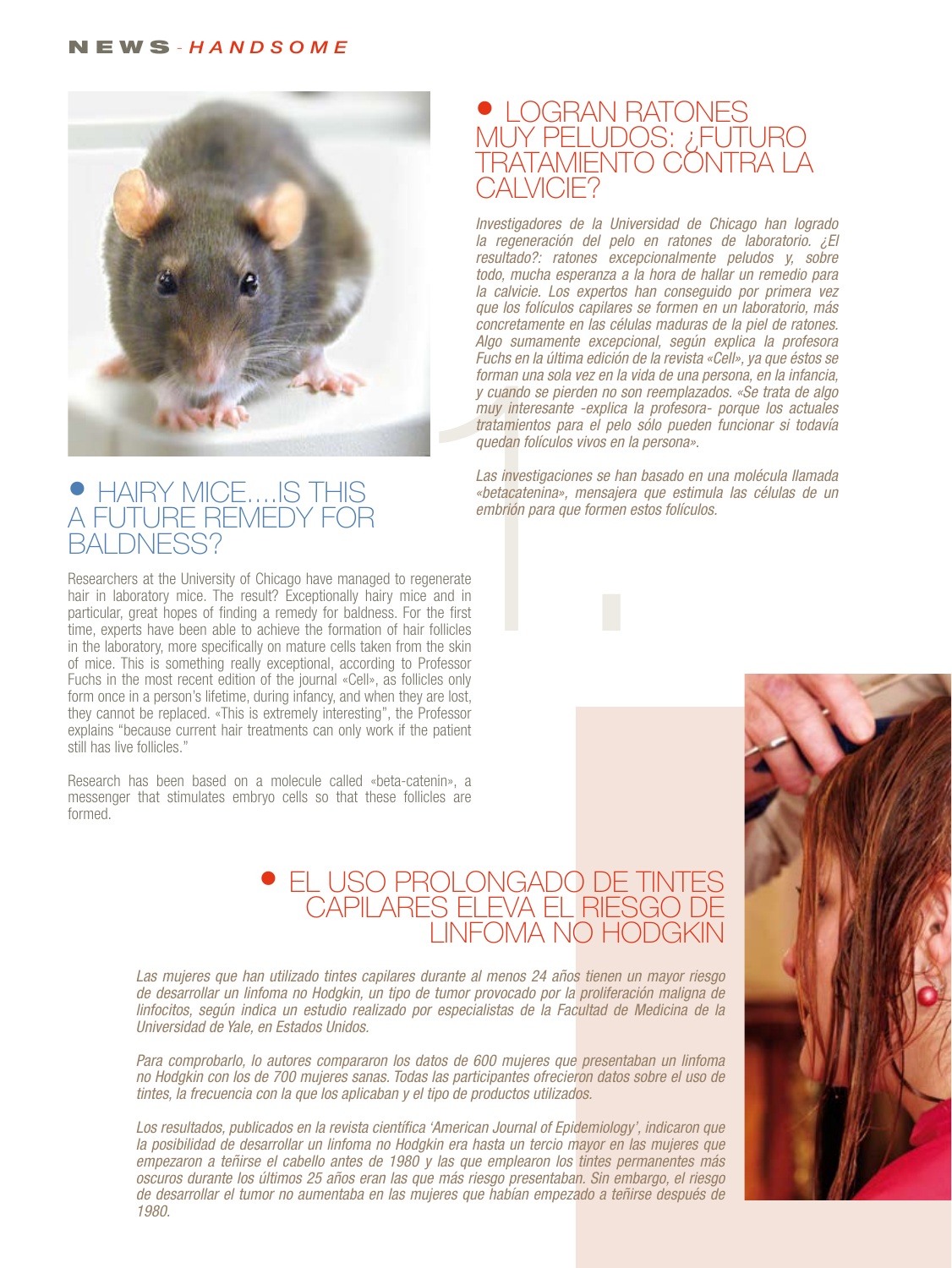## • LOGRAN RATONES MUY PELUDOS: ¿FUTURO TRATAMIENTO CONTRA LA CALVICIE?

*Investigadores de la Universidad de Chicago han logrado la regeneración del pelo en ratones de laboratorio. ¿El resultado?: ratones excepcionalmente peludos y, sobre todo, mucha esperanza a la hora de hallar un remedio para la calvicie. Los expertos han conseguido por primera vez que los folículos capilares se formen en un laboratorio, más concretamente en las células maduras de la piel de ratones. Algo sumamente excepcional, según explica la profesora Fuchs en la última edición de la revista «Cell», ya que éstos se forman una sola vez en la vida de una persona, en la infancia, y cuando se pierden no son reemplazados. «Se trata de algo muy interesante -explica la profesora- porque los actuales tratamientos para el pelo sólo pueden funcionar si todavía quedan folículos vivos en la persona».*

*Las investigaciones se han basado en una molécula llamada «betacatenina», mensajera que estimula las células de un embrión para que formen estos folículos.*

## • HAIRY MICE....IS THIS A FUTURE REMEDY FOR BALDNESS?

Researchers at the University of Chicago have managed to regenerate hair in laboratory mice. The result? Exceptionally hairy mice and in particular, great hopes of finding a remedy for baldness. For the first time, experts have been able to achieve the formation of hair follicles in the laboratory, more specifically on mature cells taken from the skin of mice. This is something really exceptional, according to Professor Fuchs in the most recent edition of the journal «Cell», as follicles only form once in a person's lifetime, during infancy, and when they are lost, they cannot be replaced. «This is extremely interesting", the Professor explains "because current hair treatments can only work if the patient still has live follicles."

Research has been based on a molecule called «beta-catenin», a messenger that stimulates embryo cells so that these follicles are formed.

## • EL USO PROLONGADO DE TINTES CAPILARES ELEVA EL RIESGO DE LINFOMA NO HODGKIN

*Las mujeres que han utilizado tintes capilares durante al menos 24 años tienen un mayor riesgo de desarrollar un linfoma no Hodgkin, un tipo de tumor provocado por la proliferación maligna de linfocitos, según indica un estudio realizado por especialistas de la Facultad de Medicina de la Universidad de Yale, en Estados Unidos.*

*Para comprobarlo, lo autores compararon los datos de 600 mujeres que presentaban un linfoma no Hodgkin con los de 700 mujeres sanas. Todas las participantes ofrecieron datos sobre el uso de tintes, la frecuencia con la que los aplicaban y el tipo de productos utilizados.*

*Los resultados, publicados en la revista científica 'American Journal of Epidemiology', indicaron que la posibilidad de desarrollar un linfoma no Hodgkin era hasta un tercio mayor en las mujeres que empezaron a teñirse el cabello antes de 1980 y las que emplearon los tintes permanentes más oscuros durante los últimos 25 años eran las que más riesgo presentaban. Sin embargo, el riesgo de desarrollar el tumor no aumentaba en las mujeres que habían empezado a teñirse después de 1980.*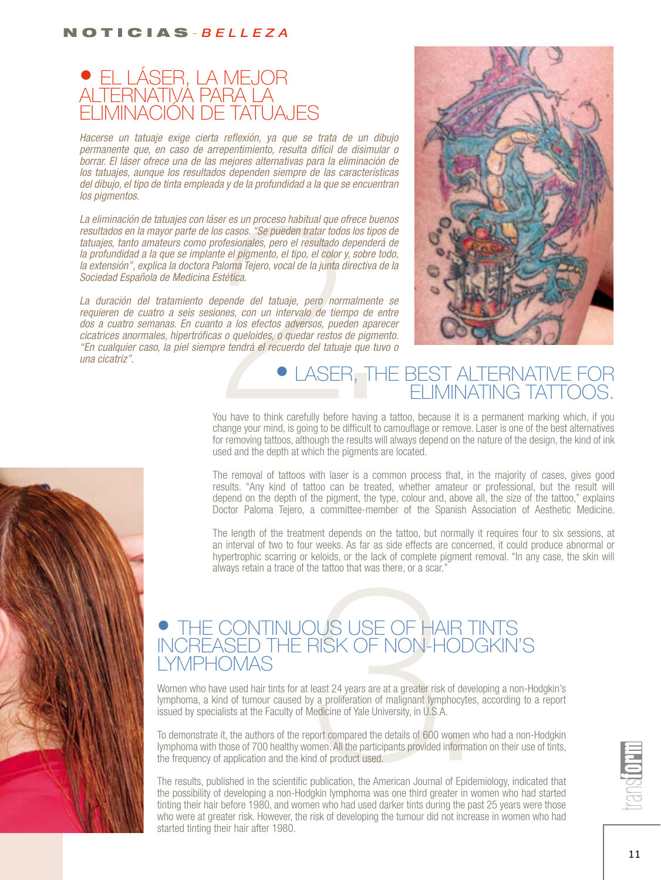**NOTICIAS** - *BELLEZA*

## • EL LÁSER, LA MEJOR ALTERNATIVA PARA LA ELIMINACIÓN DE TATUAJES

*Hacerse un tatuaje exige cierta reflexión, ya que se trata de un dibujo permanente que, en caso de arrepentimiento, resulta difícil de disimular o borrar. El láser ofrece una de las mejores alternativas para la eliminación de los tatuajes, aunque los resultados dependen siempre de las características del dibujo, el tipo de tinta empleada y de la profundidad a la que se encuentran los pigmentos.*

*La eliminación de tatuajes con láser es un proceso habitual que ofrece buenos resultados en la mayor parte de los casos. "Se pueden tratar todos los tipos de tatuajes, tanto amateurs como profesionales, pero el resultado dependerá de la profundidad a la que se implante el pigmento, el tipo, el color y, sobre todo, la extensión", explica la doctora Paloma Tejero, vocal de la junta directiva de la Sociedad Española de Medicina Estética.*

*La duración del tratamiento depende del tatuaje, pero normalmente se requieren de cuatro a seis sesiones, con un intervalo de tiempo de entre dos a cuatro semanas. En cuanto a los efectos adversos, pueden aparecer cicatrices anormales, hipertróficas o queloides, o quedar restos de pigmento. "En cualquier caso, la piel siempre tendrá el recuerdo del tatuaje que tuvo o una cicatriz".*

## • LASER, THE BEST ALTERNATIVE FOR ELIMINATING TATTOOS.

You have to think carefully before having a tattoo, because it is a permanent marking which, if you change your mind, is going to be difficult to camouflage or remove. Laser is one of the best alternatives for removing tattoos, although the results will always depend on the nature of the design, the kind of ink used and the depth at which the pigments are located.

The removal of tattoos with laser is a common process that, in the majority of cases, gives good results. "Any kind of tattoo can be treated, whether amateur or professional, but the result will depend on the depth of the pigment, the type, colour and, above all, the size of the tattoo," explains Doctor Paloma Tejero, a committee-member of the Spanish Association of Aesthetic Medicine.

The length of the treatment depends on the tattoo, but normally it requires four to six sessions, at an interval of two to four weeks. As far as side effects are concerned, it could produce abnormal or hypertrophic scarring or keloids, or the lack of complete pigment removal. "In any case, the skin will always retain a trace of the tattoo that was there, or a scar."

## • THE CONTINUOUS USE OF HAIR TINTS INCREASED THE RISK OF NON-HODGKIN'S LYMPHOMAS

Women who have used hair tints for at least 24 years are at a greater risk of developing a non-Hodgkin's lymphoma, a kind of tumour caused by a proliferation of malignant lymphocytes, according to a report issued by specialists at the Faculty of Medicine of Yale University, in U.S.A.

To demonstrate it, the authors of the report compared the details of 600 women who had a non-Hodgkin lymphoma with those of 700 healthy women. All the participants provided information on their use of tints, the frequency of application and the kind of product used.

The results, published in the scientific publication, the American Journal of Epidemiology, indicated that the possibility of developing a non-Hodgkin lymphoma was one third greater in women who had started tinting their hair before 1980, and women who had used darker tints during the past 25 years were those who were at greater risk. However, the risk of developing the tumour did not increase in women who had started tinting their hair after 1980.